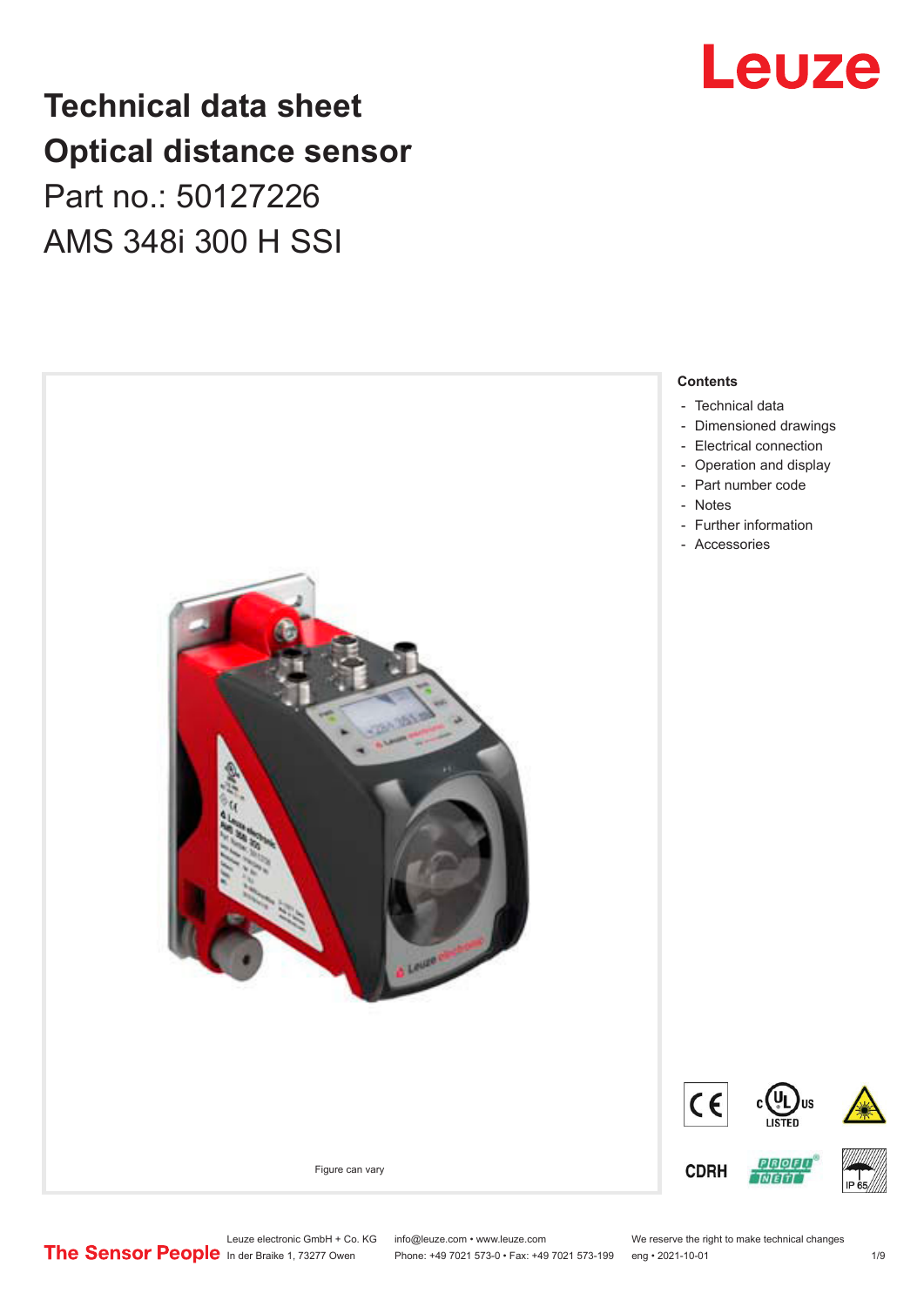# Technical data sheet Optical distance sensor

Part no.: 50127226

AMS 348i 300 H SSI

Figure can vary

**Contents**

- Technical data
- Dimensioned drawings
- Electrical connection
- Operation and display
- Part number code
- Notes
- Further information
- Accessories

Leuze electronic GmbH + Co. KG
In der Braike 1, 73277 Owen

info@leuze.com • www.leuze.com
Phone: +49 7021 573-0 • Fax: +49 7021 573-199

We reserve the right to make technical changes
eng • 2021-10-01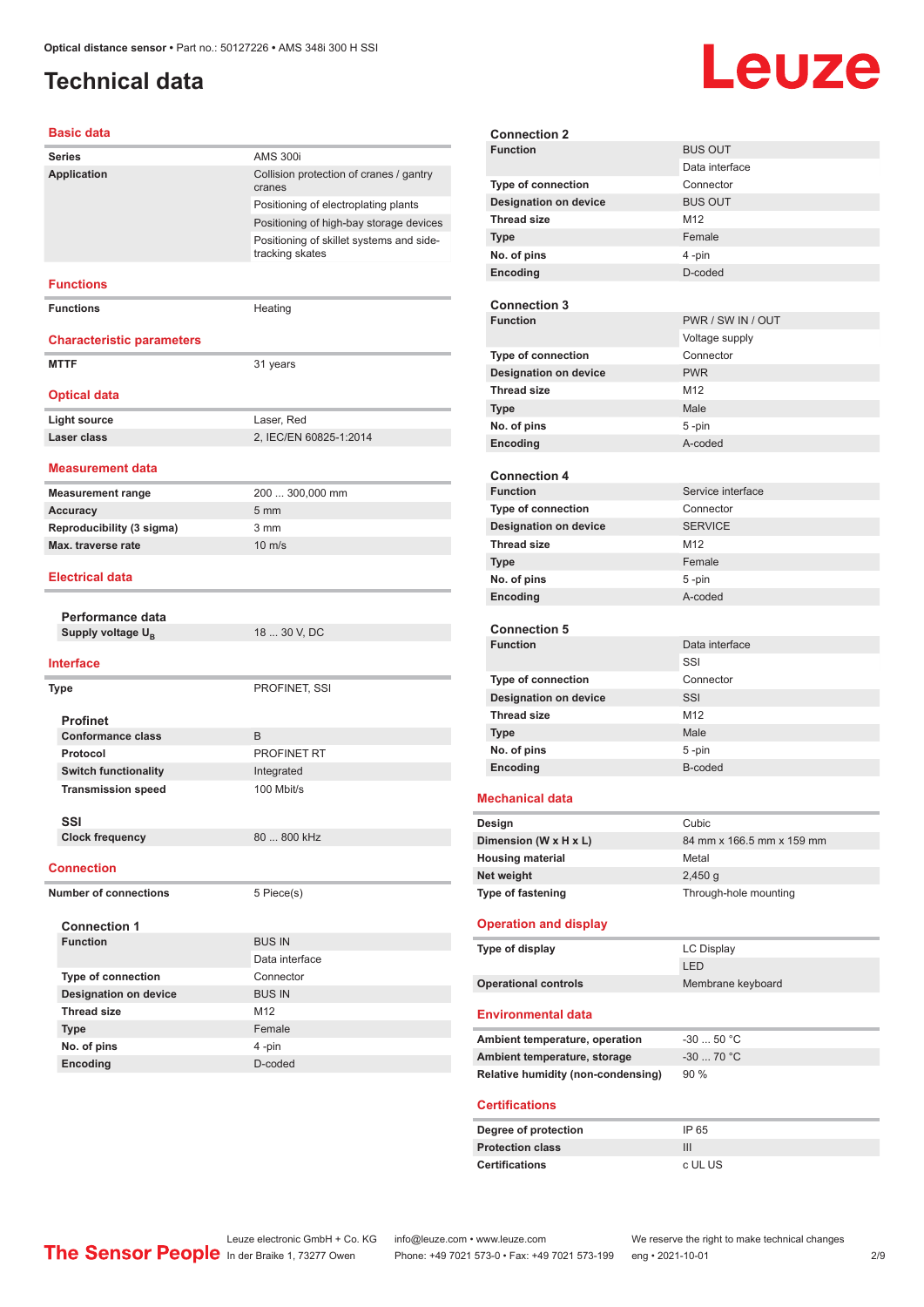# Technical data

## Basic data

| | |
|---|---|
| **Series** | AMS 300i |
| **Application** | Collision protection of cranes / gantry cranes |
| | Positioning of electroplating plants |
| | Positioning of high-bay storage devices |
| | Positioning of skillet systems and side-tracking skates |

## Functions

| | |
|---|---|
| **Functions** | Heating |

## Characteristic parameters

| | |
|---|---|
| **MTTF** | 31 years |

## Optical data

| | |
|---|---|
| **Light source** | Laser, Red |
| **Laser class** | 2, IEC/EN 60825-1:2014 |

## Measurement data

| | |
|---|---|
| **Measurement range** | 200 ... 300,000 mm |
| **Accuracy** | 5 mm |
| **Reproducibility (3 sigma)** | 3 mm |
| **Max. traverse rate** | 10 m/s |

## Electrical data

### Performance data

| | |
|---|---|
| **Supply voltage $U_B$** | 18 ... 30 V, DC |

## Interface

| | |
|---|---|
| **Type** | PROFINET, SSI |

### Profinet

| | |
|---|---|
| **Conformance class** | B |
| **Protocol** | PROFINET RT |
| **Switch functionality** | Integrated |
| **Transmission speed** | 100 Mbit/s |

### SSI

| | |
|---|---|
| **Clock frequency** | 80 ... 800 kHz |

## Connection

| | |
|---|---|
| **Number of connections** | 5 Piece(s) |

### Connection 1

| | |
|---|---|
| **Function** | BUS IN |
| | Data interface |
| **Type of connection** | Connector |
| **Designation on device** | BUS IN |
| **Thread size** | M12 |
| **Type** | Female |
| **No. of pins** | 4 -pin |
| **Encoding** | D-coded |

### Connection 2

| | |
|---|---|
| **Function** | BUS OUT |
| | Data interface |
| **Type of connection** | Connector |
| **Designation on device** | BUS OUT |
| **Thread size** | M12 |
| **Type** | Female |
| **No. of pins** | 4 -pin |
| **Encoding** | D-coded |

### Connection 3

| | |
|---|---|
| **Function** | PWR / SW IN / OUT |
| | Voltage supply |
| **Type of connection** | Connector |
| **Designation on device** | PWR |
| **Thread size** | M12 |
| **Type** | Male |
| **No. of pins** | 5 -pin |
| **Encoding** | A-coded |

### Connection 4

| | |
|---|---|
| **Function** | Service interface |
| **Type of connection** | Connector |
| **Designation on device** | SERVICE |
| **Thread size** | M12 |
| **Type** | Female |
| **No. of pins** | 5 -pin |
| **Encoding** | A-coded |

### Connection 5

| | |
|---|---|
| **Function** | Data interface |
| | SSI |
| **Type of connection** | Connector |
| **Designation on device** | SSI |
| **Thread size** | M12 |
| **Type** | Male |
| **No. of pins** | 5 -pin |
| **Encoding** | B-coded |

## Mechanical data

| | |
|---|---|
| **Design** | Cubic |
| **Dimension (W x H x L)** | 84 mm x 166.5 mm x 159 mm |
| **Housing material** | Metal |
| **Net weight** | 2,450 g |
| **Type of fastening** | Through-hole mounting |

## Operation and display

| | |
|---|---|
| **Type of display** | LC Display |
| | LED |
| **Operational controls** | Membrane keyboard |

## Environmental data

| | |
|---|---|
| **Ambient temperature, operation** | -30 ... 50 °C |
| **Ambient temperature, storage** | -30 ... 70 °C |
| **Relative humidity (non-condensing)** | 90 % |

## Certifications

| | |
|---|---|
| **Degree of protection** | IP 65 |
| **Protection class** | III |
| **Certifications** | c UL US |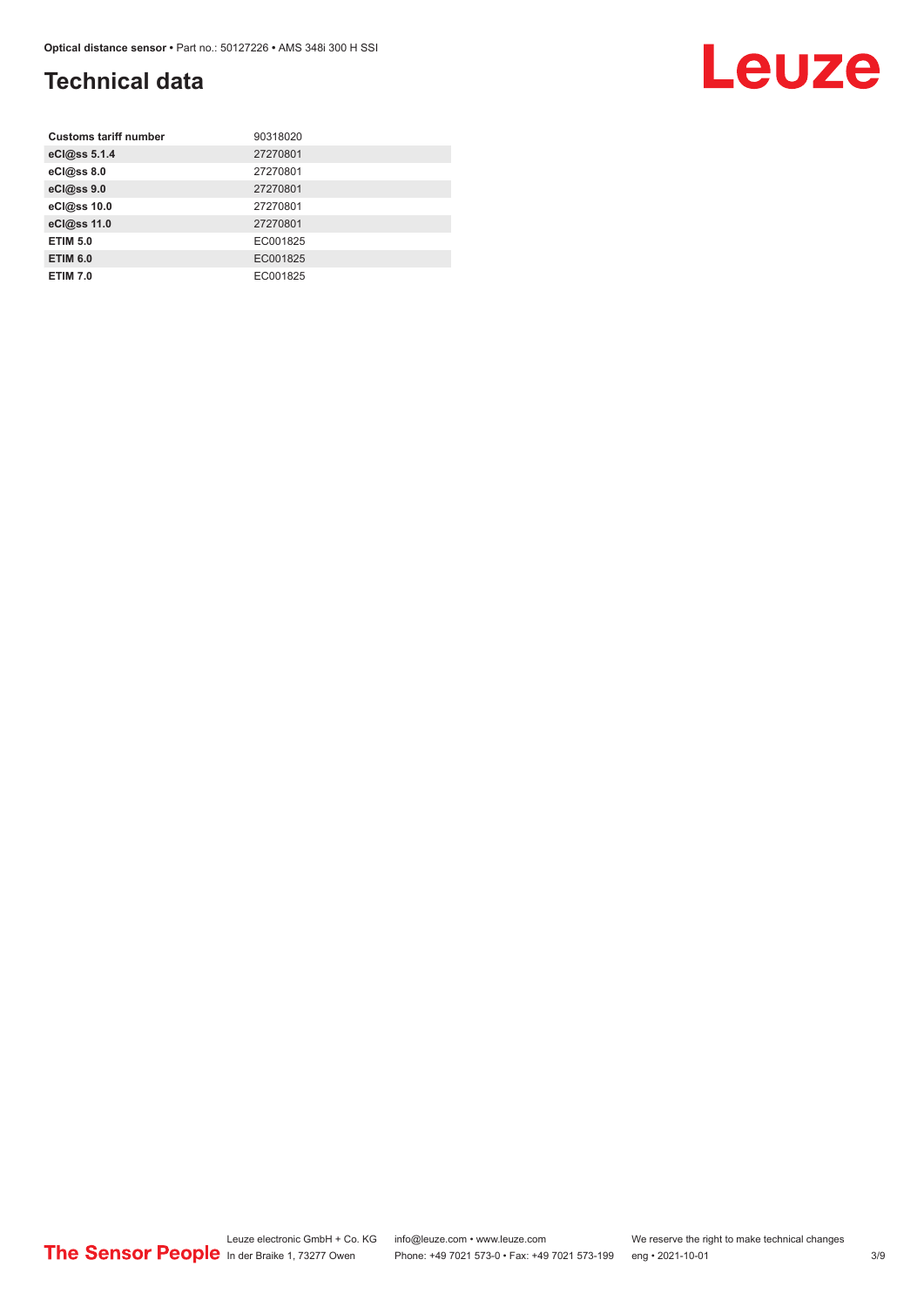# Technical data

| | |
|---|---|
| **Customs tariff number** | 90318020 |
| **eCl@ss 5.1.4** | 27270801 |
| **eCl@ss 8.0** | 27270801 |
| **eCl@ss 9.0** | 27270801 |
| **eCl@ss 10.0** | 27270801 |
| **eCl@ss 11.0** | 27270801 |
| **ETIM 5.0** | EC001825 |
| **ETIM 6.0** | EC001825 |
| **ETIM 7.0** | EC001825 |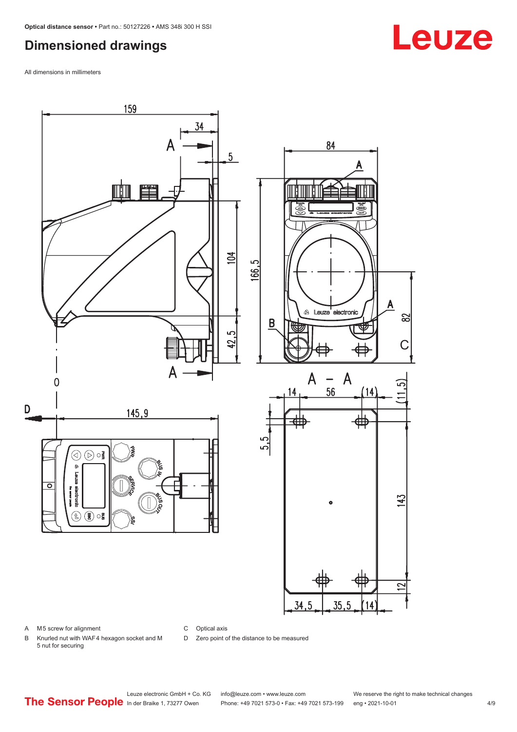## Dimensioned drawings

All dimensions in millimeters

A M5 screw for alignment

B Knurled nut with WAF4 hexagon socket and M 5 nut for securing

C Optical axis

D Zero point of the distance to be measured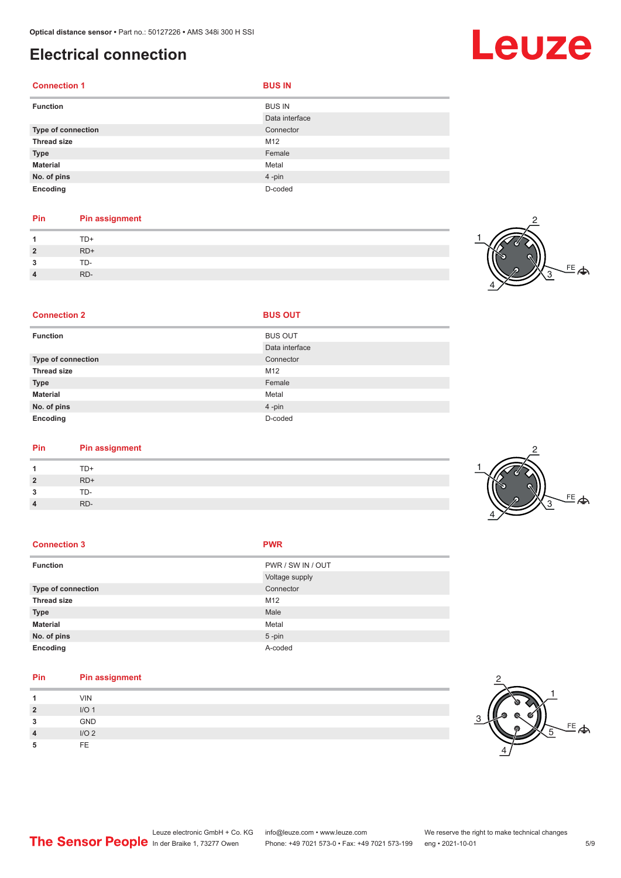# Electrical connection

| Connection 1 | BUS IN |
|---|---|
| Function | BUS IN |
| | Data interface |
| Type of connection | Connector |
| Thread size | M12 |
| Type | Female |
| Material | Metal |
| No. of pins | 4 -pin |
| Encoding | D-coded |

| Pin | Pin assignment |
|---|---|
| 1 | TD+ |
| 2 | RD+ |
| 3 | TD- |
| 4 | RD- |

| Connection 2 | BUS OUT |
|---|---|
| Function | BUS OUT |
| | Data interface |
| Type of connection | Connector |
| Thread size | M12 |
| Type | Female |
| Material | Metal |
| No. of pins | 4 -pin |
| Encoding | D-coded |

| Pin | Pin assignment |
|---|---|
| 1 | TD+ |
| 2 | RD+ |
| 3 | TD- |
| 4 | RD- |

| Connection 3 | PWR |
|---|---|
| Function | PWR / SW IN / OUT |
| | Voltage supply |
| Type of connection | Connector |
| Thread size | M12 |
| Type | Male |
| Material | Metal |
| No. of pins | 5 -pin |
| Encoding | A-coded |

| Pin | Pin assignment |
|---|---|
| 1 | VIN |
| 2 | I/O 1 |
| 3 | GND |
| 4 | I/O 2 |
| 5 | FE |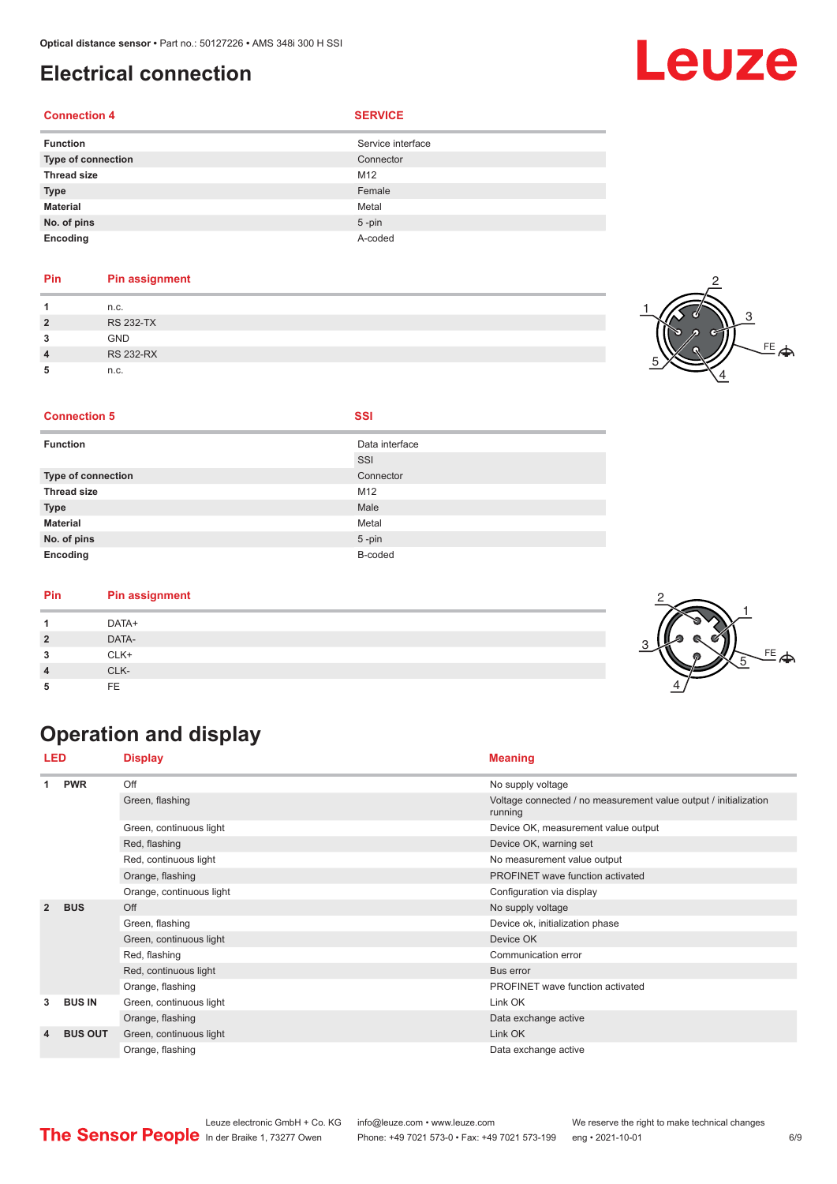# Electrical connection

| Connection 4 | SERVICE |
|---|---|
| Function | Service interface |
| Type of connection | Connector |
| Thread size | M12 |
| Type | Female |
| Material | Metal |
| No. of pins | 5 -pin |
| Encoding | A-coded |

| Pin | Pin assignment |
|---|---|
| 1 | n.c. |
| 2 | RS 232-TX |
| 3 | GND |
| 4 | RS 232-RX |
| 5 | n.c. |

| Connection 5 | SSI |
|---|---|
| Function | Data interface |
| | SSI |
| Type of connection | Connector |
| Thread size | M12 |
| Type | Male |
| Material | Metal |
| No. of pins | 5 -pin |
| Encoding | B-coded |

| Pin | Pin assignment |
|---|---|
| 1 | DATA+ |
| 2 | DATA- |
| 3 | CLK+ |
| 4 | CLK- |
| 5 | FE |

# Operation and display

| LED | | Display | Meaning |
|---|---|---|---|
| 1 | PWR | Off | No supply voltage |
| | | Green, flashing | Voltage connected / no measurement value output / initialization running |
| | | Green, continuous light | Device OK, measurement value output |
| | | Red, flashing | Device OK, warning set |
| | | Red, continuous light | No measurement value output |
| | | Orange, flashing | PROFINET wave function activated |
| | | Orange, continuous light | Configuration via display |
| 2 | BUS | Off | No supply voltage |
| | | Green, flashing | Device ok, initialization phase |
| | | Green, continuous light | Device OK |
| | | Red, flashing | Communication error |
| | | Red, continuous light | Bus error |
| | | Orange, flashing | PROFINET wave function activated |
| 3 | BUS IN | Green, continuous light | Link OK |
| | | Orange, flashing | Data exchange active |
| 4 | BUS OUT | Green, continuous light | Link OK |
| | | Orange, flashing | Data exchange active |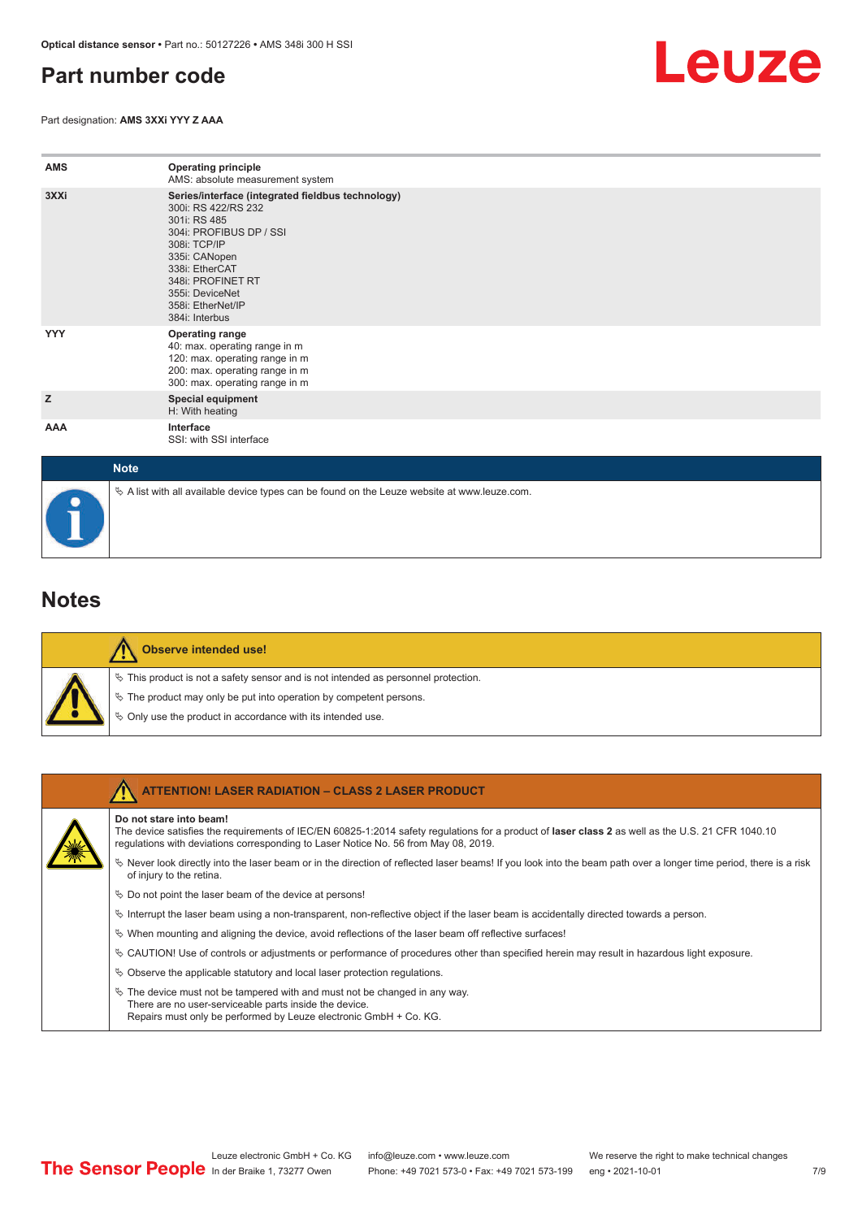## Part number code

Part designation: **AMS 3XXi YYY Z AAA**

| | |
|---|---|
| **AMS** | **Operating principle**<br>AMS: absolute measurement system |
| **3XXi** | **Series/interface (integrated fieldbus technology)**<br>300i: RS 422/RS 232<br>301i: RS 485<br>304i: PROFIBUS DP / SSI<br>308i: TCP/IP<br>335i: CANopen<br>338i: EtherCAT<br>348i: PROFINET RT<br>355i: DeviceNet<br>358i: EtherNet/IP<br>384i: Interbus |
| **YYY** | **Operating range**<br>40: max. operating range in m<br>120: max. operating range in m<br>200: max. operating range in m<br>300: max. operating range in m |
| **Z** | **Special equipment**<br>H: With heating |
| **AAA** | **Interface**<br>SSI: with SSI interface |

**Note**

- A list with all available device types can be found on the Leuze website at www.leuze.com.

## Notes

**Observe intended use!**

- This product is not a safety sensor and is not intended as personnel protection.
- The product may only be put into operation by competent persons.
- Only use the product in accordance with its intended use.

**ATTENTION! LASER RADIATION – CLASS 2 LASER PRODUCT**

**Do not stare into beam!**
The device satisfies the requirements of IEC/EN 60825-1:2014 safety regulations for a product of **laser class 2** as well as the U.S. 21 CFR 1040.10 regulations with deviations corresponding to Laser Notice No. 56 from May 08, 2019.

- Never look directly into the laser beam or in the direction of reflected laser beams! If you look into the beam path over a longer time period, there is a risk of injury to the retina.
- Do not point the laser beam of the device at persons!
- Interrupt the laser beam using a non-transparent, non-reflective object if the laser beam is accidentally directed towards a person.
- When mounting and aligning the device, avoid reflections of the laser beam off reflective surfaces!
- CAUTION! Use of controls or adjustments or performance of procedures other than specified herein may result in hazardous light exposure.
- Observe the applicable statutory and local laser protection regulations.
- The device must not be tampered with and must not be changed in any way.
  There are no user-serviceable parts inside the device.
  Repairs must only be performed by Leuze electronic GmbH + Co. KG.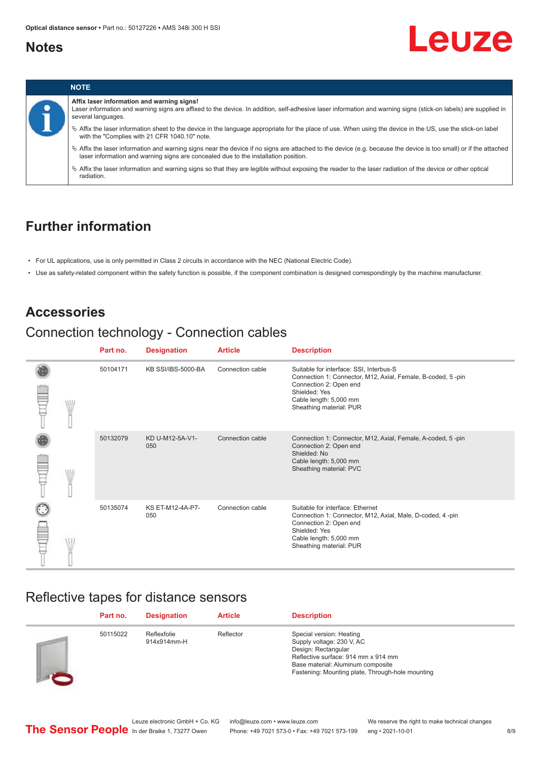## Notes

**NOTE**

**Affix laser information and warning signs!**
Laser information and warning signs are affixed to the device. In addition, self-adhesive laser information and warning signs (stick-on labels) are supplied in several languages.

- ✎ Affix the laser information sheet to the device in the language appropriate for the place of use. When using the device in the US, use the stick-on label with the "Complies with 21 CFR 1040.10" note.
- ✎ Affix the laser information and warning signs near the device if no signs are attached to the device (e.g. because the device is too small) or if the attached laser information and warning signs are concealed due to the installation position.
- ✎ Affix the laser information and warning signs so that they are legible without exposing the reader to the laser radiation of the device or other optical radiation.

## Further information

- For UL applications, use is only permitted in Class 2 circuits in accordance with the NEC (National Electric Code).
- Use as safety-related component within the safety function is possible, if the component combination is designed correspondingly by the machine manufacturer.

## Accessories

### Connection technology - Connection cables

| Part no. | Designation | Article | Description |
|---|---|---|---|
| 50104171 | KB SSI/IBS-5000-BA | Connection cable | Suitable for interface: SSI, Interbus-S<br>Connection 1: Connector, M12, Axial, Female, B-coded, 5 -pin<br>Connection 2: Open end<br>Shielded: Yes<br>Cable length: 5,000 mm<br>Sheathing material: PUR |
| 50132079 | KD U-M12-5A-V1-050 | Connection cable | Connection 1: Connector, M12, Axial, Female, A-coded, 5 -pin<br>Connection 2: Open end<br>Shielded: No<br>Cable length: 5,000 mm<br>Sheathing material: PVC |
| 50135074 | KS ET-M12-4A-P7-050 | Connection cable | Suitable for interface: Ethernet<br>Connection 1: Connector, M12, Axial, Male, D-coded, 4 -pin<br>Connection 2: Open end<br>Shielded: Yes<br>Cable length: 5,000 mm<br>Sheathing material: PUR |

### Reflective tapes for distance sensors

| Part no. | Designation | Article | Description |
|---|---|---|---|
| 50115022 | Reflexfolie 914x914mm-H | Reflector | Special version: Heating<br>Supply voltage: 230 V, AC<br>Design: Rectangular<br>Reflective surface: 914 mm x 914 mm<br>Base material: Aluminum composite<br>Fastening: Mounting plate, Through-hole mounting |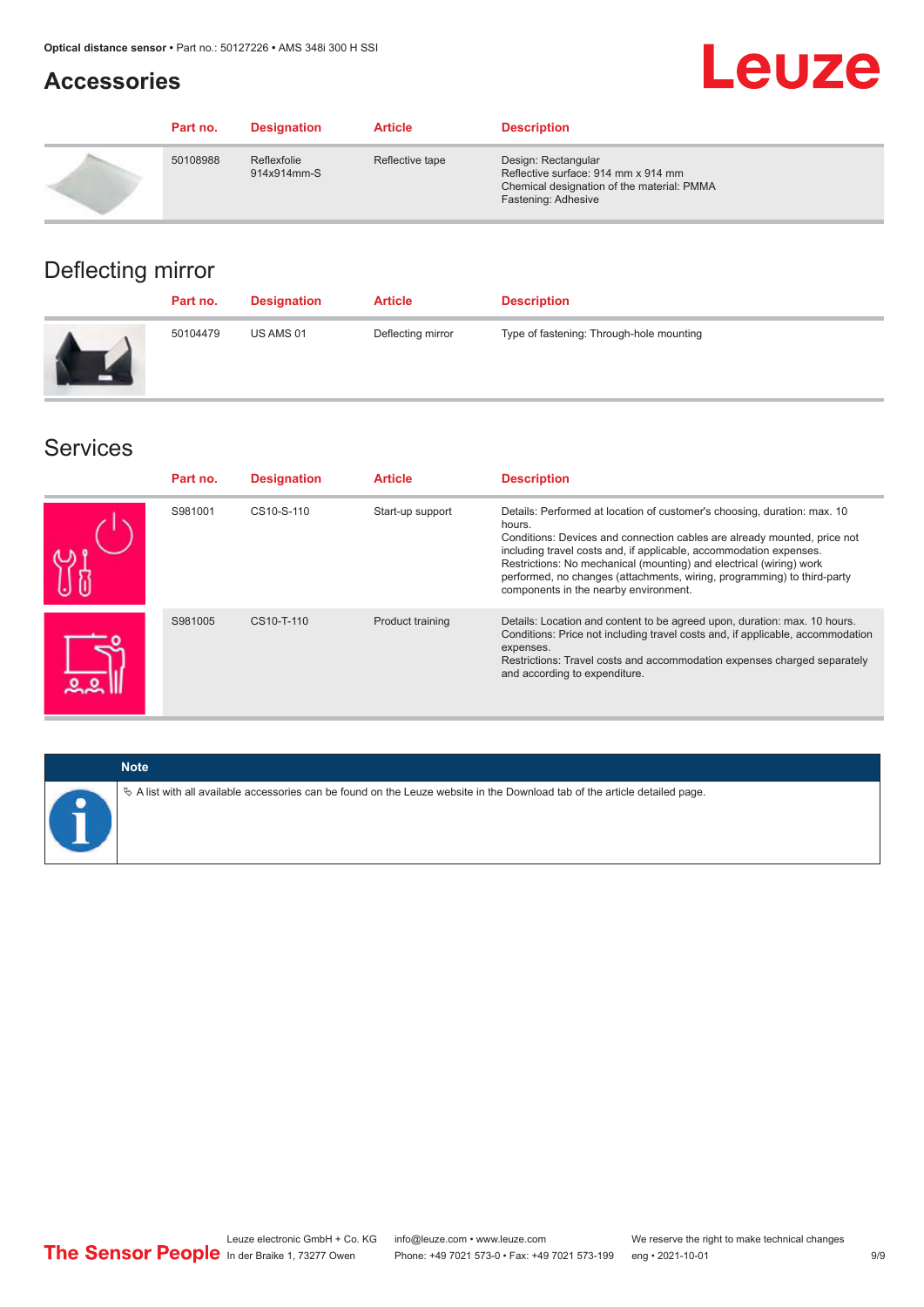## Accessories

| | Part no. | Designation | Article | Description |
|---|---|---|---|---|
| | 50108988 | Reflexfolie 914x914mm-S | Reflective tape | Design: Rectangular<br>Reflective surface: 914 mm x 914 mm<br>Chemical designation of the material: PMMA<br>Fastening: Adhesive |

## Deflecting mirror

| | Part no. | Designation | Article | Description |
|---|---|---|---|---|
| | 50104479 | US AMS 01 | Deflecting mirror | Type of fastening: Through-hole mounting |

## Services

| | Part no. | Designation | Article | Description |
|---|---|---|---|---|
| | S981001 | CS10-S-110 | Start-up support | Details: Performed at location of customer's choosing, duration: max. 10 hours.<br>Conditions: Devices and connection cables are already mounted, price not including travel costs and, if applicable, accommodation expenses.<br>Restrictions: No mechanical (mounting) and electrical (wiring) work performed, no changes (attachments, wiring, programming) to third-party components in the nearby environment. |
| | S981005 | CS10-T-110 | Product training | Details: Location and content to be agreed upon, duration: max. 10 hours.<br>Conditions: Price not including travel costs and, if applicable, accommodation expenses.<br>Restrictions: Travel costs and accommodation expenses charged separately and according to expenditure. |

**Note**

↳ A list with all available accessories can be found on the Leuze website in the Download tab of the article detailed page.